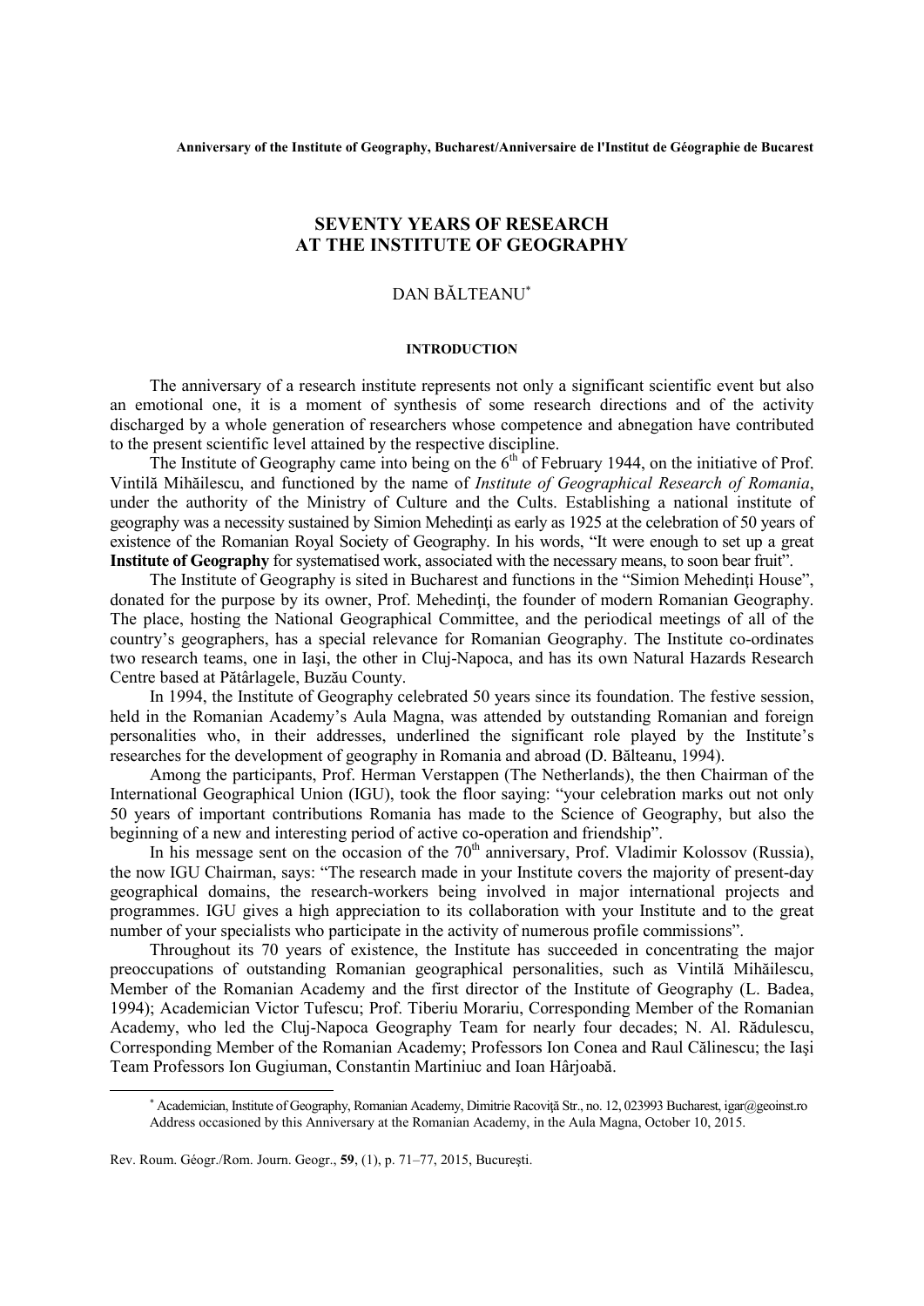**Anniversary of the Institute of Geography, Bucharest/Anniversaire de l'Institut de Géographie de Bucarest**

# SEVENTY YEARS OF RESEARCH AT THE INSTITUTE OF GEOGRAPHY

DAN BĂLTEANU[*]

## INTRODUCTION

The anniversary of a research institute represents not only a significant scientific event but also an emotional one, it is a moment of synthesis of some research directions and of the activity discharged by a whole generation of researchers whose competence and abnegation have contributed to the present scientific level attained by the respective discipline.

The Institute of Geography came into being on the 6th of February 1944, on the initiative of Prof. Vintilă Mihăilescu, and functioned by the name of *Institute of Geographical Research of Romania*, under the authority of the Ministry of Culture and the Cults. Establishing a national institute of geography was a necessity sustained by Simion Mehedinţi as early as 1925 at the celebration of 50 years of existence of the Romanian Royal Society of Geography. In his words, "It were enough to set up a great **Institute of Geography** for systematised work, associated with the necessary means, to soon bear fruit".

The Institute of Geography is sited in Bucharest and functions in the "Simion Mehedinţi House", donated for the purpose by its owner, Prof. Mehedinţi, the founder of modern Romanian Geography. The place, hosting the National Geographical Committee, and the periodical meetings of all of the country's geographers, has a special relevance for Romanian Geography. The Institute co-ordinates two research teams, one in Iaşi, the other in Cluj-Napoca, and has its own Natural Hazards Research Centre based at Pătârlagele, Buzău County.

In 1994, the Institute of Geography celebrated 50 years since its foundation. The festive session, held in the Romanian Academy's Aula Magna, was attended by outstanding Romanian and foreign personalities who, in their addresses, underlined the significant role played by the Institute's researches for the development of geography in Romania and abroad (D. Bălteanu, 1994).

Among the participants, Prof. Herman Verstappen (The Netherlands), the then Chairman of the International Geographical Union (IGU), took the floor saying: "your celebration marks out not only 50 years of important contributions Romania has made to the Science of Geography, but also the beginning of a new and interesting period of active co-operation and friendship".

In his message sent on the occasion of the 70th anniversary, Prof. Vladimir Kolossov (Russia), the now IGU Chairman, says: "The research made in your Institute covers the majority of present-day geographical domains, the research-workers being involved in major international projects and programmes. IGU gives a high appreciation to its collaboration with your Institute and to the great number of your specialists who participate in the activity of numerous profile commissions".

Throughout its 70 years of existence, the Institute has succeeded in concentrating the major preoccupations of outstanding Romanian geographical personalities, such as Vintilă Mihăilescu, Member of the Romanian Academy and the first director of the Institute of Geography (L. Badea, 1994); Academician Victor Tufescu; Prof. Tiberiu Morariu, Corresponding Member of the Romanian Academy, who led the Cluj-Napoca Geography Team for nearly four decades; N. Al. Rădulescu, Corresponding Member of the Romanian Academy; Professors Ion Conea and Raul Călinescu; the Iaşi Team Professors Ion Gugiuman, Constantin Martiniuc and Ioan Hârjoabă.

---

[*] Academician, Institute of Geography, Romanian Academy, Dimitrie Racoviţă Str., no. 12, 023993 Bucharest, igar@geoinst.ro Address occasioned by this Anniversary at the Romanian Academy, in the Aula Magna, October 10, 2015.

Rev. Roum. Géogr./Rom. Journ. Geogr., **59**, (1), p. 71–77, 2015, Bucureşti.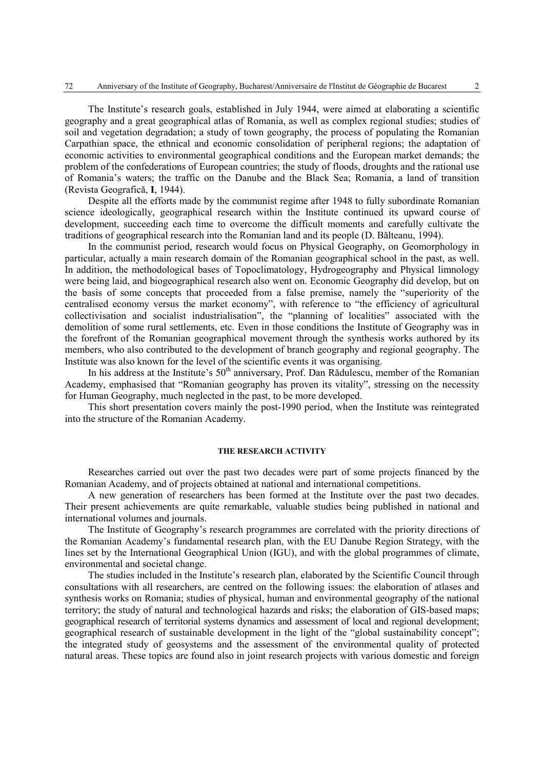The Institute's research goals, established in July 1944, were aimed at elaborating a scientific geography and a great geographical atlas of Romania, as well as complex regional studies; studies of soil and vegetation degradation; a study of town geography, the process of populating the Romanian Carpathian space, the ethnical and economic consolidation of peripheral regions; the adaptation of economic activities to environmental geographical conditions and the European market demands; the problem of the confederations of European countries; the study of floods, droughts and the rational use of Romania's waters; the traffic on the Danube and the Black Sea; Romania, a land of transition (Revista Geografică, **I**, 1944).

Despite all the efforts made by the communist regime after 1948 to fully subordinate Romanian science ideologically, geographical research within the Institute continued its upward course of development, succeeding each time to overcome the difficult moments and carefully cultivate the traditions of geographical research into the Romanian land and its people (D. Bălteanu, 1994).

In the communist period, research would focus on Physical Geography, on Geomorphology in particular, actually a main research domain of the Romanian geographical school in the past, as well. In addition, the methodological bases of Topoclimatology, Hydrogeography and Physical limnology were being laid, and biogeographical research also went on. Economic Geography did develop, but on the basis of some concepts that proceeded from a false premise, namely the "superiority of the centralised economy versus the market economy", with reference to "the efficiency of agricultural collectivisation and socialist industrialisation", the "planning of localities" associated with the demolition of some rural settlements, etc. Even in those conditions the Institute of Geography was in the forefront of the Romanian geographical movement through the synthesis works authored by its members, who also contributed to the development of branch geography and regional geography. The Institute was also known for the level of the scientific events it was organising.

In his address at the Institute's 50th anniversary, Prof. Dan Rădulescu, member of the Romanian Academy, emphasised that "Romanian geography has proven its vitality", stressing on the necessity for Human Geography, much neglected in the past, to be more developed.

This short presentation covers mainly the post-1990 period, when the Institute was reintegrated into the structure of the Romanian Academy.

## THE RESEARCH ACTIVITY

Researches carried out over the past two decades were part of some projects financed by the Romanian Academy, and of projects obtained at national and international competitions.

A new generation of researchers has been formed at the Institute over the past two decades. Their present achievements are quite remarkable, valuable studies being published in national and international volumes and journals.

The Institute of Geography's research programmes are correlated with the priority directions of the Romanian Academy's fundamental research plan, with the EU Danube Region Strategy, with the lines set by the International Geographical Union (IGU), and with the global programmes of climate, environmental and societal change.

The studies included in the Institute's research plan, elaborated by the Scientific Council through consultations with all researchers, are centred on the following issues: the elaboration of atlases and synthesis works on Romania; studies of physical, human and environmental geography of the national territory; the study of natural and technological hazards and risks; the elaboration of GIS-based maps; geographical research of territorial systems dynamics and assessment of local and regional development; geographical research of sustainable development in the light of the "global sustainability concept"; the integrated study of geosystems and the assessment of the environmental quality of protected natural areas. These topics are found also in joint research projects with various domestic and foreign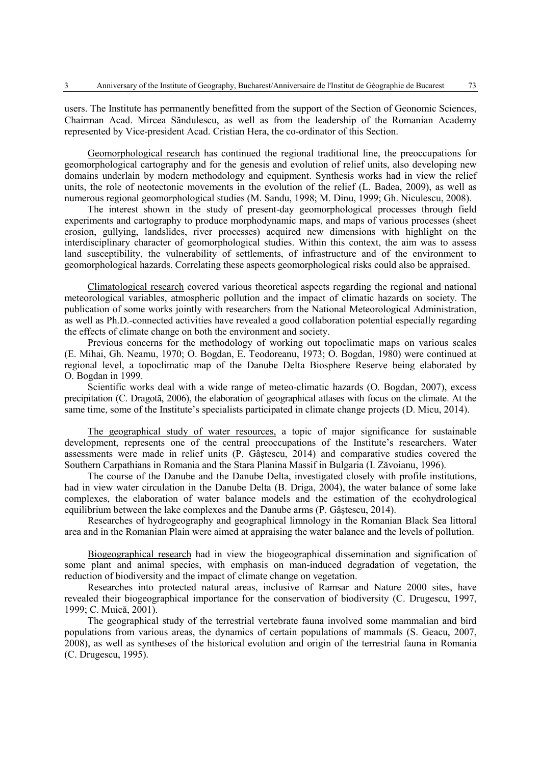users. The Institute has permanently benefitted from the support of the Section of Geonomic Sciences, Chairman Acad. Mircea Săndulescu, as well as from the leadership of the Romanian Academy represented by Vice-president Acad. Cristian Hera, the co-ordinator of this Section.

<u>Geomorphological research</u> has continued the regional traditional line, the preoccupations for geomorphological cartography and for the genesis and evolution of relief units, also developing new domains underlain by modern methodology and equipment. Synthesis works had in view the relief units, the role of neotectonic movements in the evolution of the relief (L. Badea, 2009), as well as numerous regional geomorphological studies (M. Sandu, 1998; M. Dinu, 1999; Gh. Niculescu, 2008).

The interest shown in the study of present-day geomorphological processes through field experiments and cartography to produce morphodynamic maps, and maps of various processes (sheet erosion, gullying, landslides, river processes) acquired new dimensions with highlight on the interdisciplinary character of geomorphological studies. Within this context, the aim was to assess land susceptibility, the vulnerability of settlements, of infrastructure and of the environment to geomorphological hazards. Correlating these aspects geomorphological risks could also be appraised.

<u>Climatological research</u> covered various theoretical aspects regarding the regional and national meteorological variables, atmospheric pollution and the impact of climatic hazards on society. The publication of some works jointly with researchers from the National Meteorological Administration, as well as Ph.D.-connected activities have revealed a good collaboration potential especially regarding the effects of climate change on both the environment and society.

Previous concerns for the methodology of working out topoclimatic maps on various scales (E. Mihai, Gh. Neamu, 1970; O. Bogdan, E. Teodoreanu, 1973; O. Bogdan, 1980) were continued at regional level, a topoclimatic map of the Danube Delta Biosphere Reserve being elaborated by O. Bogdan in 1999.

Scientific works deal with a wide range of meteo-climatic hazards (O. Bogdan, 2007), excess precipitation (C. Dragotă, 2006), the elaboration of geographical atlases with focus on the climate. At the same time, some of the Institute's specialists participated in climate change projects (D. Micu, 2014).

<u>The geographical study of water resources,</u> a topic of major significance for sustainable development, represents one of the central preoccupations of the Institute's researchers. Water assessments were made in relief units (P. Gâştescu, 2014) and comparative studies covered the Southern Carpathians in Romania and the Stara Planina Massif in Bulgaria (I. Zăvoianu, 1996).

The course of the Danube and the Danube Delta, investigated closely with profile institutions, had in view water circulation in the Danube Delta (B. Driga, 2004), the water balance of some lake complexes, the elaboration of water balance models and the estimation of the ecohydrological equilibrium between the lake complexes and the Danube arms (P. Gâştescu, 2014).

Researches of hydrogeography and geographical limnology in the Romanian Black Sea littoral area and in the Romanian Plain were aimed at appraising the water balance and the levels of pollution.

<u>Biogeographical research</u> had in view the biogeographical dissemination and signification of some plant and animal species, with emphasis on man-induced degradation of vegetation, the reduction of biodiversity and the impact of climate change on vegetation.

Researches into protected natural areas, inclusive of Ramsar and Nature 2000 sites, have revealed their biogeographical importance for the conservation of biodiversity (C. Drugescu, 1997, 1999; C. Muică, 2001).

The geographical study of the terrestrial vertebrate fauna involved some mammalian and bird populations from various areas, the dynamics of certain populations of mammals (S. Geacu, 2007, 2008), as well as syntheses of the historical evolution and origin of the terrestrial fauna in Romania (C. Drugescu, 1995).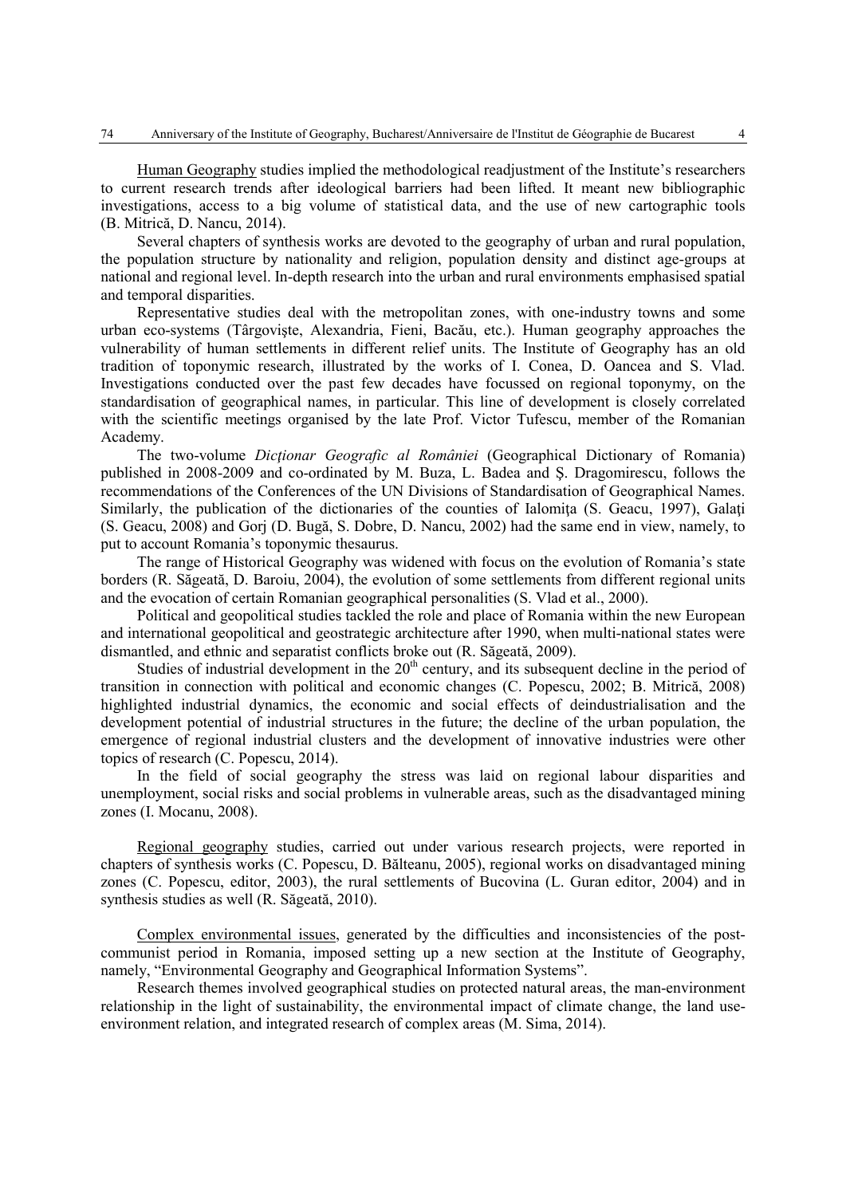Human Geography studies implied the methodological readjustment of the Institute's researchers to current research trends after ideological barriers had been lifted. It meant new bibliographic investigations, access to a big volume of statistical data, and the use of new cartographic tools (B. Mitrică, D. Nancu, 2014).

Several chapters of synthesis works are devoted to the geography of urban and rural population, the population structure by nationality and religion, population density and distinct age-groups at national and regional level. In-depth research into the urban and rural environments emphasised spatial and temporal disparities.

Representative studies deal with the metropolitan zones, with one-industry towns and some urban eco-systems (Târgovişte, Alexandria, Fieni, Bacău, etc.). Human geography approaches the vulnerability of human settlements in different relief units. The Institute of Geography has an old tradition of toponymic research, illustrated by the works of I. Conea, D. Oancea and S. Vlad. Investigations conducted over the past few decades have focussed on regional toponymy, on the standardisation of geographical names, in particular. This line of development is closely correlated with the scientific meetings organised by the late Prof. Victor Tufescu, member of the Romanian Academy.

The two-volume *Dicţionar Geografic al României* (Geographical Dictionary of Romania) published in 2008-2009 and co-ordinated by M. Buza, L. Badea and Ş. Dragomirescu, follows the recommendations of the Conferences of the UN Divisions of Standardisation of Geographical Names. Similarly, the publication of the dictionaries of the counties of Ialomiţa (S. Geacu, 1997), Galaţi (S. Geacu, 2008) and Gorj (D. Bugă, S. Dobre, D. Nancu, 2002) had the same end in view, namely, to put to account Romania's toponymic thesaurus.

The range of Historical Geography was widened with focus on the evolution of Romania's state borders (R. Săgeată, D. Baroiu, 2004), the evolution of some settlements from different regional units and the evocation of certain Romanian geographical personalities (S. Vlad et al., 2000).

Political and geopolitical studies tackled the role and place of Romania within the new European and international geopolitical and geostrategic architecture after 1990, when multi-national states were dismantled, and ethnic and separatist conflicts broke out (R. Săgeată, 2009).

Studies of industrial development in the 20th century, and its subsequent decline in the period of transition in connection with political and economic changes (C. Popescu, 2002; B. Mitrică, 2008) highlighted industrial dynamics, the economic and social effects of deindustrialisation and the development potential of industrial structures in the future; the decline of the urban population, the emergence of regional industrial clusters and the development of innovative industries were other topics of research (C. Popescu, 2014).

In the field of social geography the stress was laid on regional labour disparities and unemployment, social risks and social problems in vulnerable areas, such as the disadvantaged mining zones (I. Mocanu, 2008).

Regional geography studies, carried out under various research projects, were reported in chapters of synthesis works (C. Popescu, D. Bălteanu, 2005), regional works on disadvantaged mining zones (C. Popescu, editor, 2003), the rural settlements of Bucovina (L. Guran editor, 2004) and in synthesis studies as well (R. Săgeată, 2010).

Complex environmental issues, generated by the difficulties and inconsistencies of the post-communist period in Romania, imposed setting up a new section at the Institute of Geography, namely, "Environmental Geography and Geographical Information Systems".

Research themes involved geographical studies on protected natural areas, the man-environment relationship in the light of sustainability, the environmental impact of climate change, the land use-environment relation, and integrated research of complex areas (M. Sima, 2014).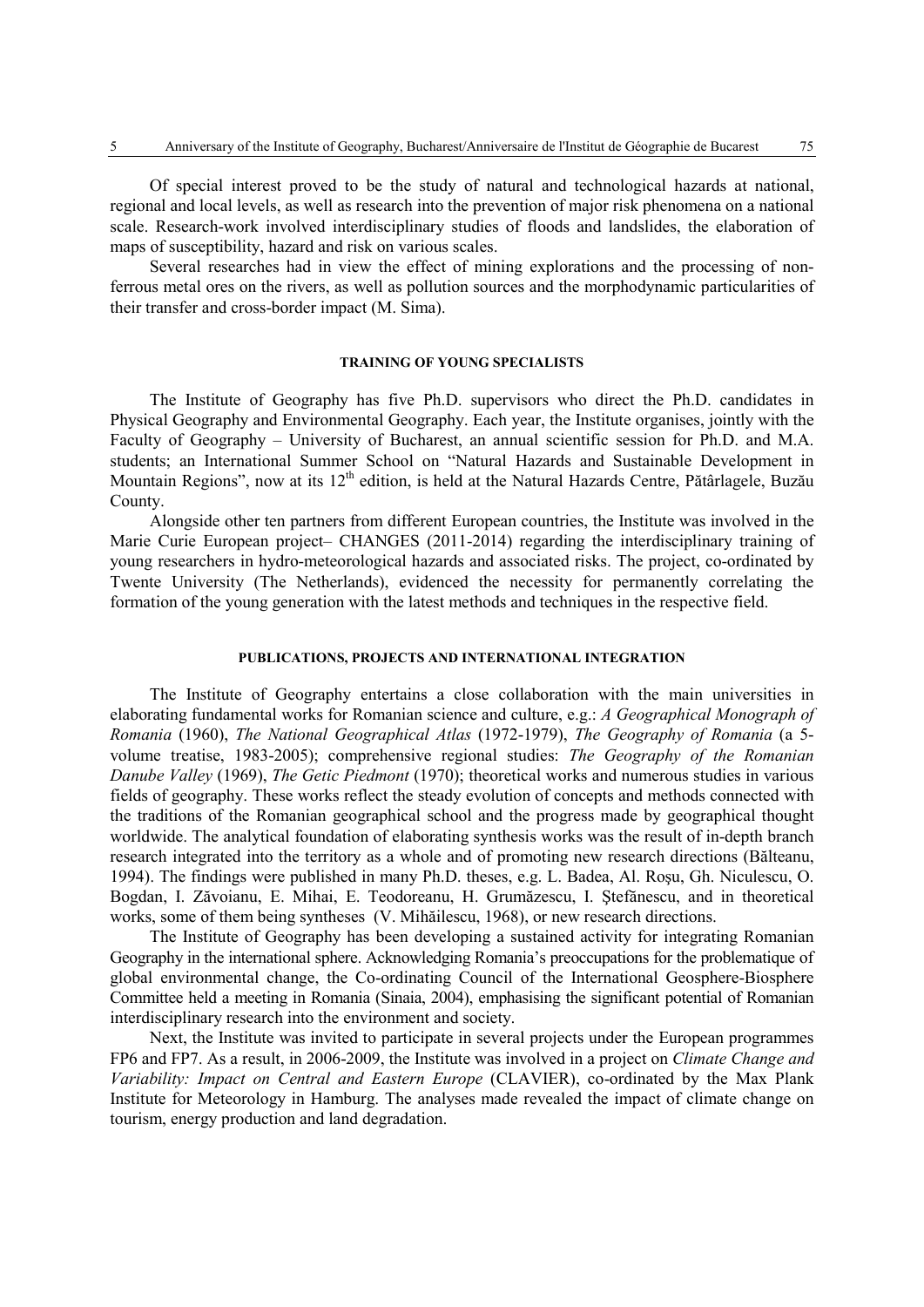Of special interest proved to be the study of natural and technological hazards at national, regional and local levels, as well as research into the prevention of major risk phenomena on a national scale. Research-work involved interdisciplinary studies of floods and landslides, the elaboration of maps of susceptibility, hazard and risk on various scales.

Several researches had in view the effect of mining explorations and the processing of non-ferrous metal ores on the rivers, as well as pollution sources and the morphodynamic particularities of their transfer and cross-border impact (M. Sima).

## TRAINING OF YOUNG SPECIALISTS

The Institute of Geography has five Ph.D. supervisors who direct the Ph.D. candidates in Physical Geography and Environmental Geography. Each year, the Institute organises, jointly with the Faculty of Geography – University of Bucharest, an annual scientific session for Ph.D. and M.A. students; an International Summer School on "Natural Hazards and Sustainable Development in Mountain Regions", now at its 12th edition, is held at the Natural Hazards Centre, Pătârlagele, Buzău County.

Alongside other ten partners from different European countries, the Institute was involved in the Marie Curie European project– CHANGES (2011-2014) regarding the interdisciplinary training of young researchers in hydro-meteorological hazards and associated risks. The project, co-ordinated by Twente University (The Netherlands), evidenced the necessity for permanently correlating the formation of the young generation with the latest methods and techniques in the respective field.

## PUBLICATIONS, PROJECTS AND INTERNATIONAL INTEGRATION

The Institute of Geography entertains a close collaboration with the main universities in elaborating fundamental works for Romanian science and culture, e.g.: *A Geographical Monograph of Romania* (1960), *The National Geographical Atlas* (1972-1979), *The Geography of Romania* (a 5-volume treatise, 1983-2005); comprehensive regional studies: *The Geography of the Romanian Danube Valley* (1969), *The Getic Piedmont* (1970); theoretical works and numerous studies in various fields of geography. These works reflect the steady evolution of concepts and methods connected with the traditions of the Romanian geographical school and the progress made by geographical thought worldwide. The analytical foundation of elaborating synthesis works was the result of in-depth branch research integrated into the territory as a whole and of promoting new research directions (Bălteanu, 1994). The findings were published in many Ph.D. theses, e.g. L. Badea, Al. Roşu, Gh. Niculescu, O. Bogdan, I. Zăvoianu, E. Mihai, E. Teodoreanu, H. Grumăzescu, I. Ştefănescu, and in theoretical works, some of them being syntheses (V. Mihăilescu, 1968), or new research directions.

The Institute of Geography has been developing a sustained activity for integrating Romanian Geography in the international sphere. Acknowledging Romania's preoccupations for the problematique of global environmental change, the Co-ordinating Council of the International Geosphere-Biosphere Committee held a meeting in Romania (Sinaia, 2004), emphasising the significant potential of Romanian interdisciplinary research into the environment and society.

Next, the Institute was invited to participate in several projects under the European programmes FP6 and FP7. As a result, in 2006-2009, the Institute was involved in a project on *Climate Change and Variability: Impact on Central and Eastern Europe* (CLAVIER), co-ordinated by the Max Plank Institute for Meteorology in Hamburg. The analyses made revealed the impact of climate change on tourism, energy production and land degradation.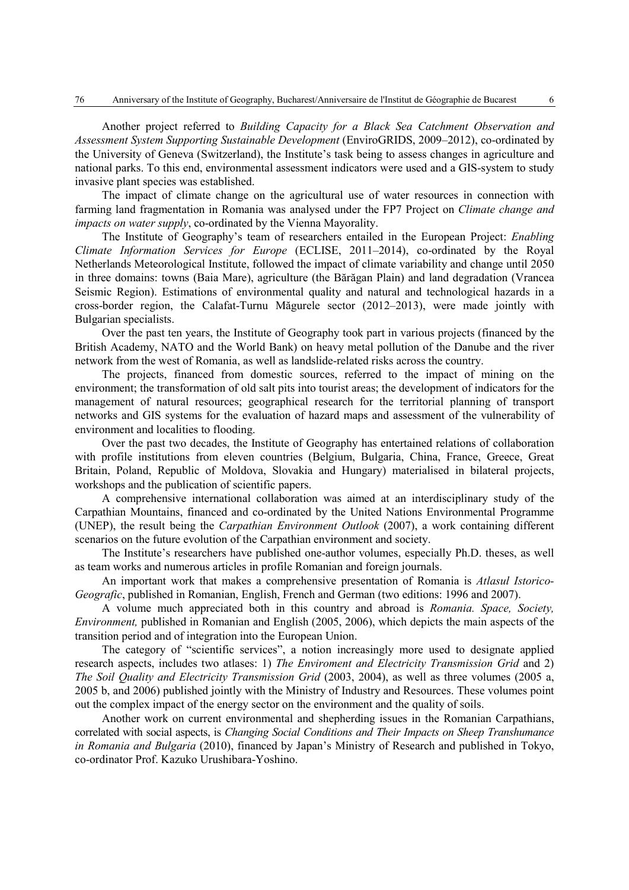Another project referred to *Building Capacity for a Black Sea Catchment Observation and Assessment System Supporting Sustainable Development* (EnviroGRIDS, 2009–2012), co-ordinated by the University of Geneva (Switzerland), the Institute's task being to assess changes in agriculture and national parks. To this end, environmental assessment indicators were used and a GIS-system to study invasive plant species was established.

The impact of climate change on the agricultural use of water resources in connection with farming land fragmentation in Romania was analysed under the FP7 Project on *Climate change and impacts on water supply*, co-ordinated by the Vienna Mayorality.

The Institute of Geography's team of researchers entailed in the European Project: *Enabling Climate Information Services for Europe* (ECLISE, 2011–2014), co-ordinated by the Royal Netherlands Meteorological Institute, followed the impact of climate variability and change until 2050 in three domains: towns (Baia Mare), agriculture (the Bărăgan Plain) and land degradation (Vrancea Seismic Region). Estimations of environmental quality and natural and technological hazards in a cross-border region, the Calafat-Turnu Măgurele sector (2012–2013), were made jointly with Bulgarian specialists.

Over the past ten years, the Institute of Geography took part in various projects (financed by the British Academy, NATO and the World Bank) on heavy metal pollution of the Danube and the river network from the west of Romania, as well as landslide-related risks across the country.

The projects, financed from domestic sources, referred to the impact of mining on the environment; the transformation of old salt pits into tourist areas; the development of indicators for the management of natural resources; geographical research for the territorial planning of transport networks and GIS systems for the evaluation of hazard maps and assessment of the vulnerability of environment and localities to flooding.

Over the past two decades, the Institute of Geography has entertained relations of collaboration with profile institutions from eleven countries (Belgium, Bulgaria, China, France, Greece, Great Britain, Poland, Republic of Moldova, Slovakia and Hungary) materialised in bilateral projects, workshops and the publication of scientific papers.

A comprehensive international collaboration was aimed at an interdisciplinary study of the Carpathian Mountains, financed and co-ordinated by the United Nations Environmental Programme (UNEP), the result being the *Carpathian Environment Outlook* (2007), a work containing different scenarios on the future evolution of the Carpathian environment and society.

The Institute's researchers have published one-author volumes, especially Ph.D. theses, as well as team works and numerous articles in profile Romanian and foreign journals.

An important work that makes a comprehensive presentation of Romania is *Atlasul Istorico-Geografic*, published in Romanian, English, French and German (two editions: 1996 and 2007).

A volume much appreciated both in this country and abroad is *Romania. Space, Society, Environment,* published in Romanian and English (2005, 2006), which depicts the main aspects of the transition period and of integration into the European Union.

The category of "scientific services", a notion increasingly more used to designate applied research aspects, includes two atlases: 1) *The Enviroment and Electricity Transmission Grid* and 2) *The Soil Quality and Electricity Transmission Grid* (2003, 2004), as well as three volumes (2005 a, 2005 b, and 2006) published jointly with the Ministry of Industry and Resources. These volumes point out the complex impact of the energy sector on the environment and the quality of soils.

Another work on current environmental and shepherding issues in the Romanian Carpathians, correlated with social aspects, is *Changing Social Conditions and Their Impacts on Sheep Transhumance in Romania and Bulgaria* (2010), financed by Japan's Ministry of Research and published in Tokyo, co-ordinator Prof. Kazuko Urushibara-Yoshino.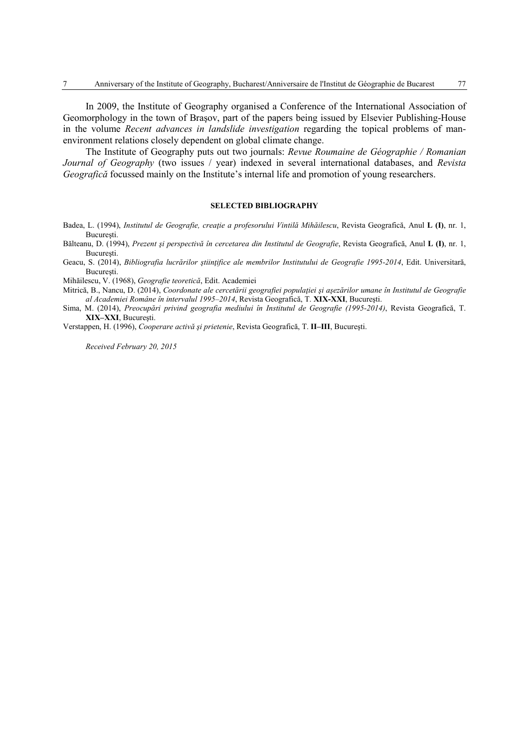In 2009, the Institute of Geography organised a Conference of the International Association of Geomorphology in the town of Braşov, part of the papers being issued by Elsevier Publishing-House in the volume *Recent advances in landslide investigation* regarding the topical problems of man-environment relations closely dependent on global climate change.

The Institute of Geography puts out two journals: *Revue Roumaine de Géographie / Romanian Journal of Geography* (two issues / year) indexed in several international databases, and *Revista Geografică* focussed mainly on the Institute's internal life and promotion of young researchers.

#### SELECTED BIBLIOGRAPHY

Badea, L. (1994), *Institutul de Geografie, creaţie a profesorului Vintilă Mihăilescu*, Revista Geografică, Anul **L (I)**, nr. 1, Bucureşti.

Bălteanu, D. (1994), *Prezent şi perspectivă în cercetarea din Institutul de Geografie*, Revista Geografică, Anul **L (I)**, nr. 1, Bucureşti.

Geacu, S. (2014), *Bibliografia lucrărilor ştiinţifice ale membrilor Institutului de Geografie 1995-2014*, Edit. Universitară, Bucureşti.

Mihăilescu, V. (1968), *Geografie teoretică*, Edit. Academiei

Mitrică, B., Nancu, D. (2014), *Coordonate ale cercetării geografiei populaţiei şi aşezărilor umane în Institutul de Geografie al Academiei Române în intervalul 1995–2014*, Revista Geografică, T. **XIX-XXI**, Bucureşti.

Sima, M. (2014), *Preocupări privind geografia mediului în Institutul de Geografie (1995-2014)*, Revista Geografică, T. **XIX–XXI**, Bucureşti.

Verstappen, H. (1996), *Cooperare activă şi prietenie*, Revista Geografică, T. **II–III**, Bucureşti.

*Received February 20, 2015*